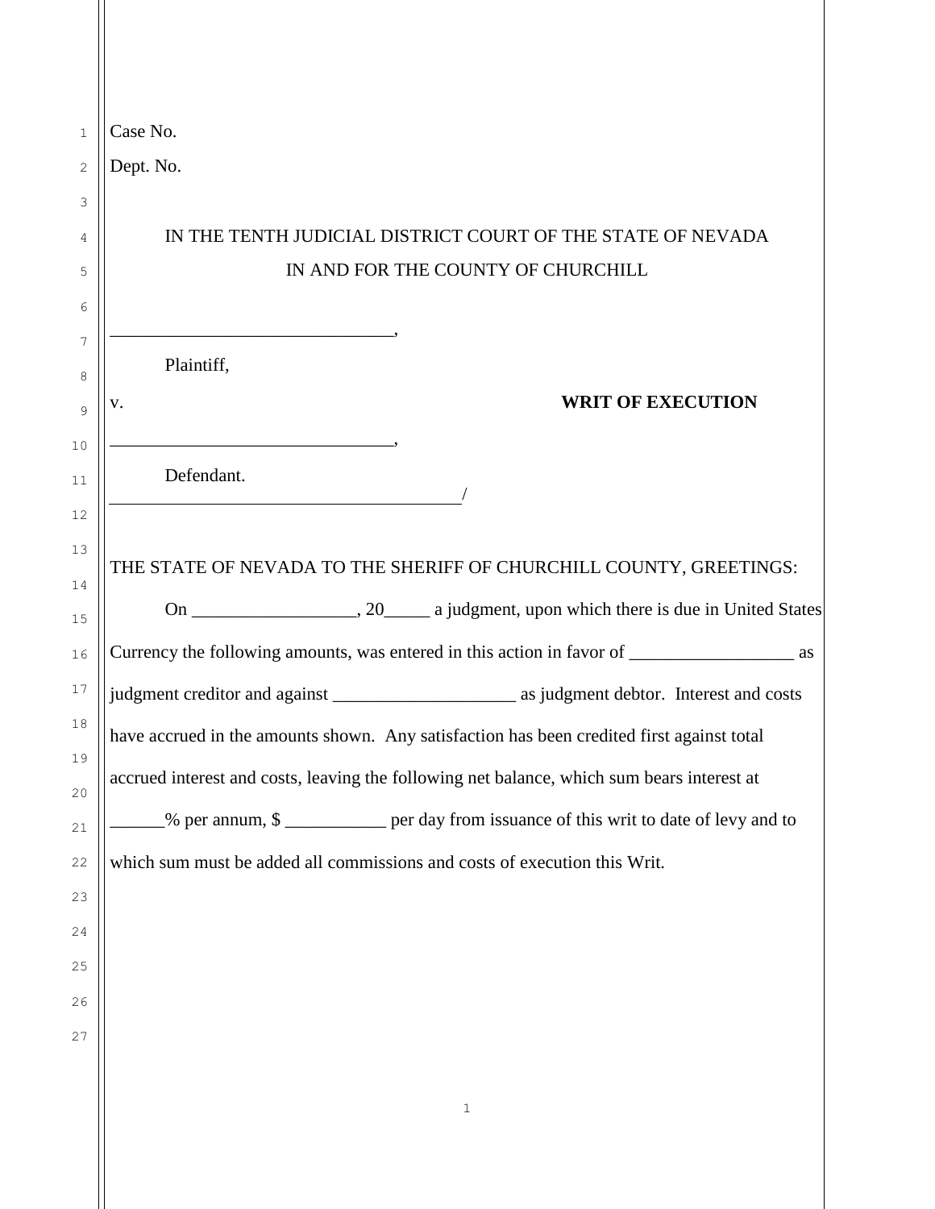Case No.

Dept. No.

IN THE TENTH JUDICIAL DISTRICT COURT OF THE STATE OF NEVADA
IN AND FOR THE COUNTY OF CHURCHILL

______________________________,

Plaintiff,

v. **WRITE OF EXECUTION**

______________________________,

Defendant.

______________________________________/

THE STATE OF NEVADA TO THE SHERIFF OF CHURCHILL COUNTY, GREETINGS:

On _________________, 20_____ a judgment, upon which there is due in United States Currency the following amounts, was entered in this action in favor of _________________ as judgment creditor and against ___________________ as judgment debtor. Interest and costs have accrued in the amounts shown. Any satisfaction has been credited first against total accrued interest and costs, leaving the following net balance, which sum bears interest at ______% per annum, $ ___________ per day from issuance of this writ to date of levy and to which sum must be added all commissions and costs of execution this Writ.

Case No.

Dept. No.

IN THE TENTH JUDICIAL DISTRICT COURT OF THE STATE OF NEVADA
IN AND FOR THE COUNTY OF CHURCHILL

______________________________,

Plaintiff,

v. **WRIT OF EXECUTION**

______________________________,

Defendant.

______________________________________/

THE STATE OF NEVADA TO THE SHERIFF OF CHURCHILL COUNTY, GREETINGS:

On _________________, 20_____ a judgment, upon which there is due in United States Currency the following amounts, was entered in this action in favor of _________________ as judgment creditor and against ___________________ as judgment debtor. Interest and costs have accrued in the amounts shown. Any satisfaction has been credited first against total accrued interest and costs, leaving the following net balance, which sum bears interest at ______% per annum, $ ___________ per day from issuance of this writ to date of levy and to which sum must be added all commissions and costs of execution this Writ.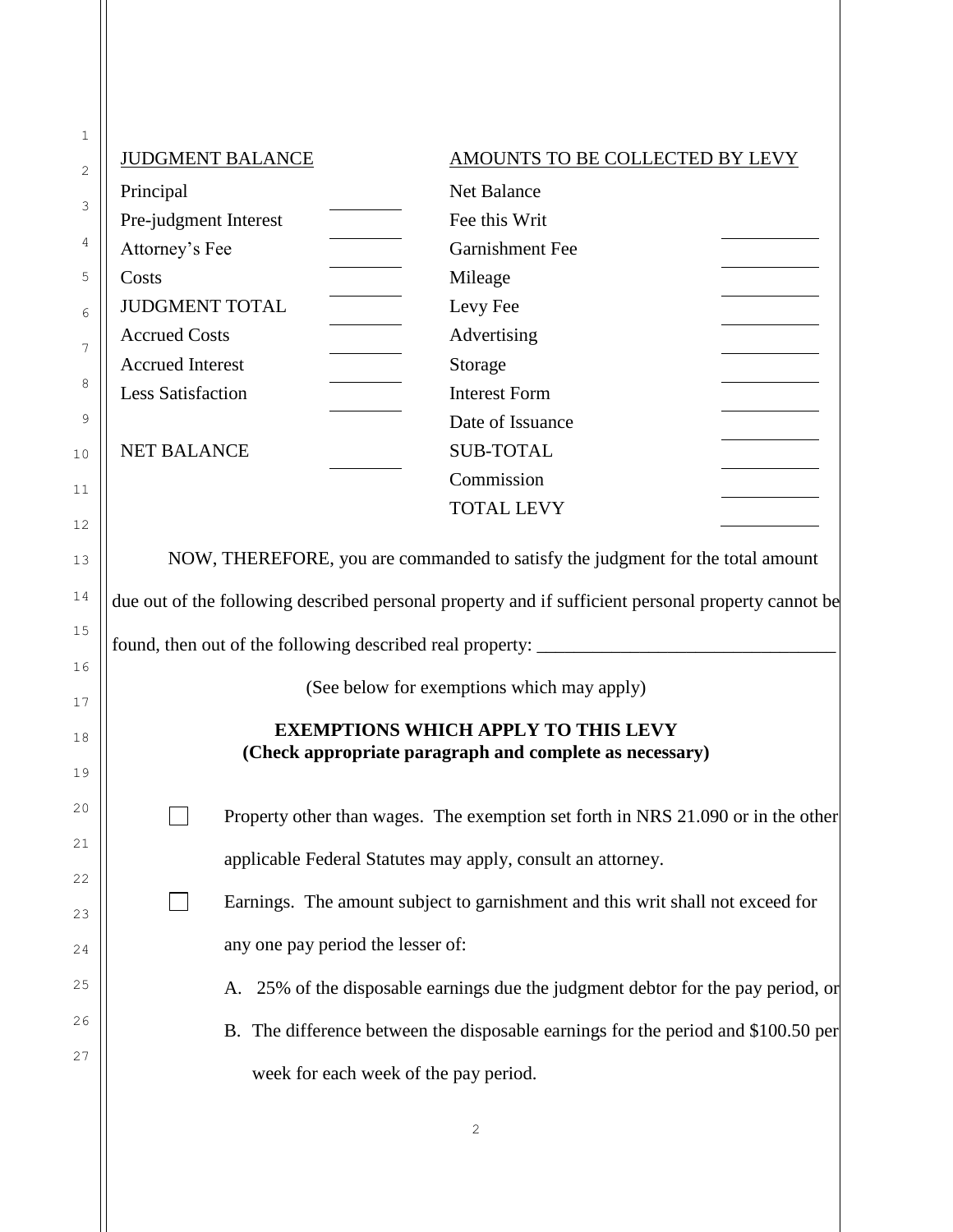| JUDGMENT BALANCE | | AMOUNTS TO BE COLLECTED BY LEVY | |
|---|---|---|---|
| Principal | ________ | Net Balance | |
| Pre-judgment Interest | ________ | Fee this Writ | ________ |
| Attorney's Fee | ________ | Garnishment Fee | ________ |
| Costs | ________ | Mileage | ________ |
| JUDGMENT TOTAL | ________ | Levy Fee | ________ |
| Accrued Costs | ________ | Advertising | ________ |
| Accrued Interest | ________ | Storage | ________ |
| Less Satisfaction | ________ | Interest Form | ________ |
| | | Date of Issuance | ________ |
| NET BALANCE | ________ | SUB-TOTAL | ________ |
| | | Commission | ________ |
| | | TOTAL LEVY | ________ |

NOW, THEREFORE, you are commanded to satisfy the judgment for the total amount due out of the following described personal property and if sufficient personal property cannot be found, then out of the following described real property: ________________________________

(See below for exemptions which may apply)

**EXEMPTIONS WHICH APPLY TO THIS LEVY**
**(Check appropriate paragraph and complete as necessary)**

☐ Property other than wages. The exemption set forth in NRS 21.090 or in the other applicable Federal Statutes may apply, consult an attorney.

☐ Earnings. The amount subject to garnishment and this writ shall not exceed for any one pay period the lesser of:

A. 25% of the disposable earnings due the judgment debtor for the pay period, or

B. The difference between the disposable earnings for the period and $100.50 per week for each week of the pay period.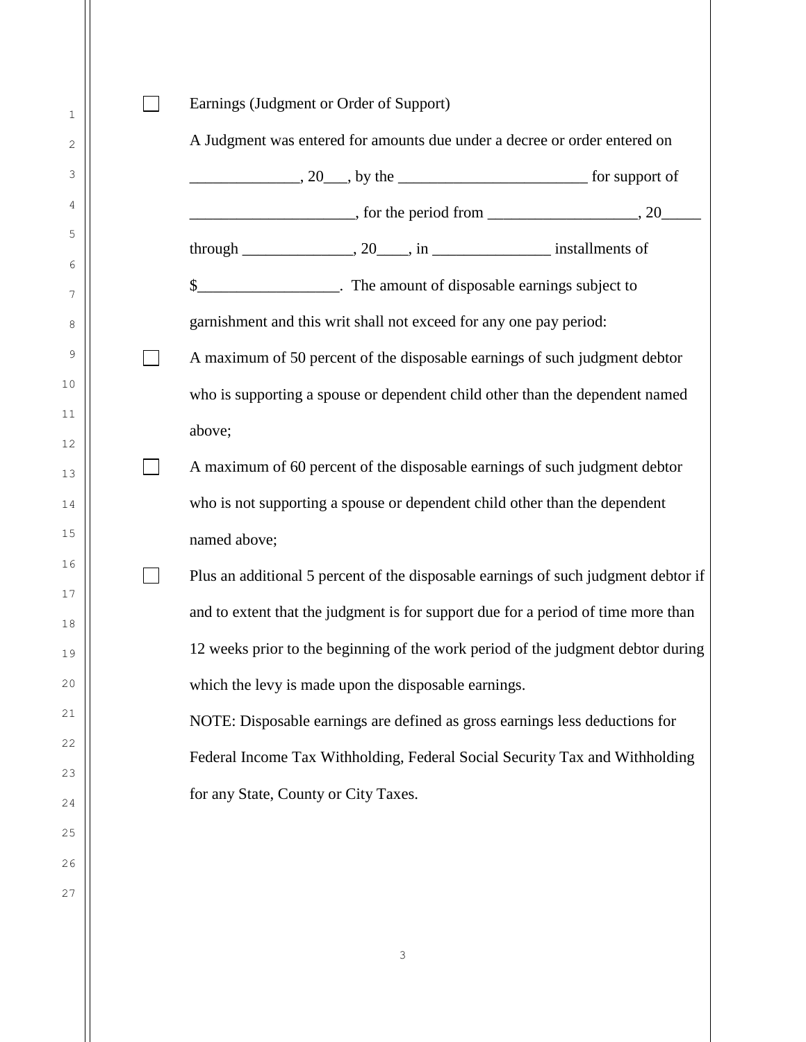☐ Earnings (Judgment or Order of Support)

A Judgment was entered for amounts due under a decree or order entered on ______________, 20___, by the ________________________ for support of _____________________, for the period from ___________________, 20_____ through ______________, 20____, in _______________ installments of $__________________. The amount of disposable earnings subject to garnishment and this writ shall not exceed for any one pay period:

☐ A maximum of 50 percent of the disposable earnings of such judgment debtor who is supporting a spouse or dependent child other than the dependent named above;

☐ A maximum of 60 percent of the disposable earnings of such judgment debtor who is not supporting a spouse or dependent child other than the dependent named above;

☐ Plus an additional 5 percent of the disposable earnings of such judgment debtor if and to extent that the judgment is for support due for a period of time more than 12 weeks prior to the beginning of the work period of the judgment debtor during which the levy is made upon the disposable earnings.

NOTE: Disposable earnings are defined as gross earnings less deductions for Federal Income Tax Withholding, Federal Social Security Tax and Withholding for any State, County or City Taxes.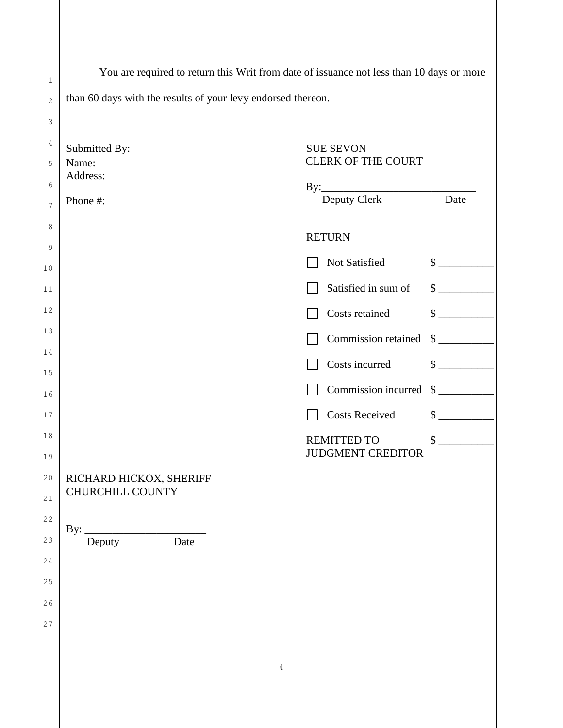You are required to return this Writ from date of issuance not less than 10 days or more than 60 days with the results of your levy endorsed thereon.

Submitted By:
Name:
Address:

Phone #:

SUE SEVON
CLERK OF THE COURT

By:___________________________
Deputy Clerk                    Date

RETURN

| | | |
|---|---|---|
| ☐ | Not Satisfied | $ __________ |
| ☐ | Satisfied in sum of | $ __________ |
| ☐ | Costs retained | $ __________ |
| ☐ | Commission retained | $ __________ |
| ☐ | Costs incurred | $ __________ |
| ☐ | Commission incurred | $ __________ |
| ☐ | Costs Received | $ __________ |
| | REMITTED TO JUDGMENT CREDITOR | $ __________ |

RICHARD HICKOX, SHERIFF
CHURCHILL COUNTY

By: ______________________
Deputy                Date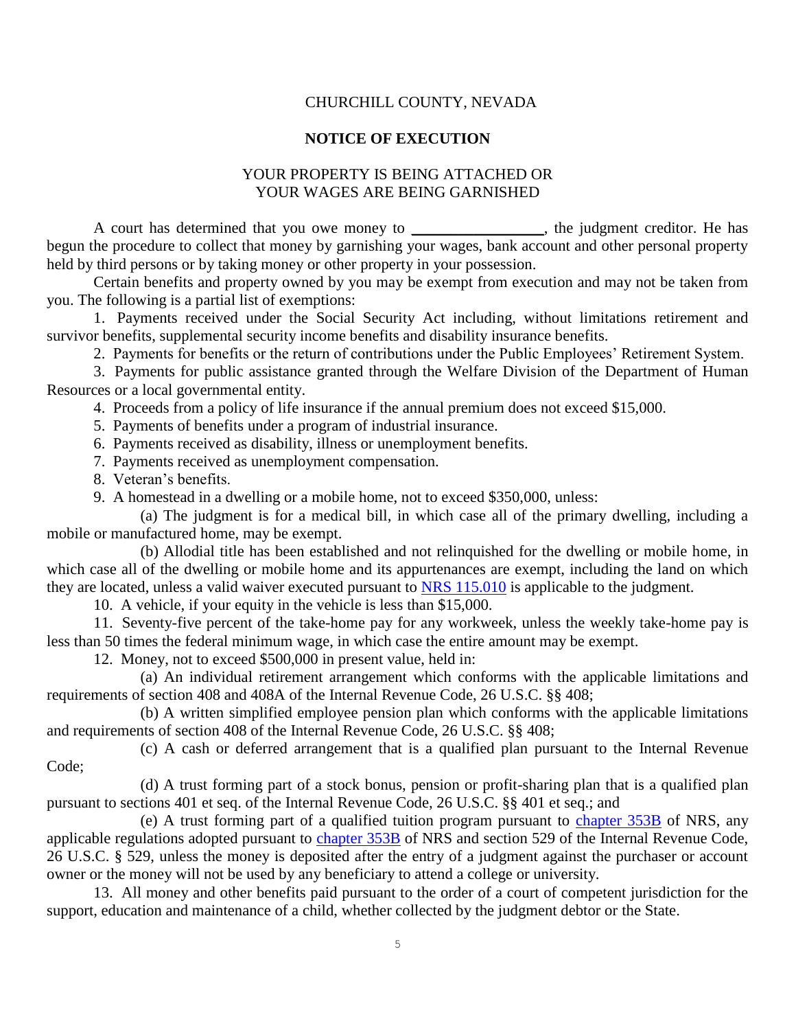CHURCHILL COUNTY, NEVADA

**NOTICE OF EXECUTION**

YOUR PROPERTY IS BEING ATTACHED OR
YOUR WAGES ARE BEING GARNISHED

A court has determined that you owe money to _________________, the judgment creditor. He has begun the procedure to collect that money by garnishing your wages, bank account and other personal property held by third persons or by taking money or other property in your possession.

Certain benefits and property owned by you may be exempt from execution and may not be taken from you. The following is a partial list of exemptions:

1. Payments received under the Social Security Act including, without limitations retirement and survivor benefits, supplemental security income benefits and disability insurance benefits.

2. Payments for benefits or the return of contributions under the Public Employees' Retirement System.

3. Payments for public assistance granted through the Welfare Division of the Department of Human Resources or a local governmental entity.

4. Proceeds from a policy of life insurance if the annual premium does not exceed $15,000.

5. Payments of benefits under a program of industrial insurance.

6. Payments received as disability, illness or unemployment benefits.

7. Payments received as unemployment compensation.

8. Veteran's benefits.

9. A homestead in a dwelling or a mobile home, not to exceed $350,000, unless:

(a) The judgment is for a medical bill, in which case all of the primary dwelling, including a mobile or manufactured home, may be exempt.

(b) Allodial title has been established and not relinquished for the dwelling or mobile home, in which case all of the dwelling or mobile home and its appurtenances are exempt, including the land on which they are located, unless a valid waiver executed pursuant to NRS 115.010 is applicable to the judgment.

10. A vehicle, if your equity in the vehicle is less than $15,000.

11. Seventy-five percent of the take-home pay for any workweek, unless the weekly take-home pay is less than 50 times the federal minimum wage, in which case the entire amount may be exempt.

12. Money, not to exceed $500,000 in present value, held in:

(a) An individual retirement arrangement which conforms with the applicable limitations and requirements of section 408 and 408A of the Internal Revenue Code, 26 U.S.C. §§ 408;

(b) A written simplified employee pension plan which conforms with the applicable limitations and requirements of section 408 of the Internal Revenue Code, 26 U.S.C. §§ 408;

(c) A cash or deferred arrangement that is a qualified plan pursuant to the Internal Revenue Code;

(d) A trust forming part of a stock bonus, pension or profit-sharing plan that is a qualified plan pursuant to sections 401 et seq. of the Internal Revenue Code, 26 U.S.C. §§ 401 et seq.; and

(e) A trust forming part of a qualified tuition program pursuant to chapter 353B of NRS, any applicable regulations adopted pursuant to chapter 353B of NRS and section 529 of the Internal Revenue Code, 26 U.S.C. § 529, unless the money is deposited after the entry of a judgment against the purchaser or account owner or the money will not be used by any beneficiary to attend a college or university.

13. All money and other benefits paid pursuant to the order of a court of competent jurisdiction for the support, education and maintenance of a child, whether collected by the judgment debtor or the State.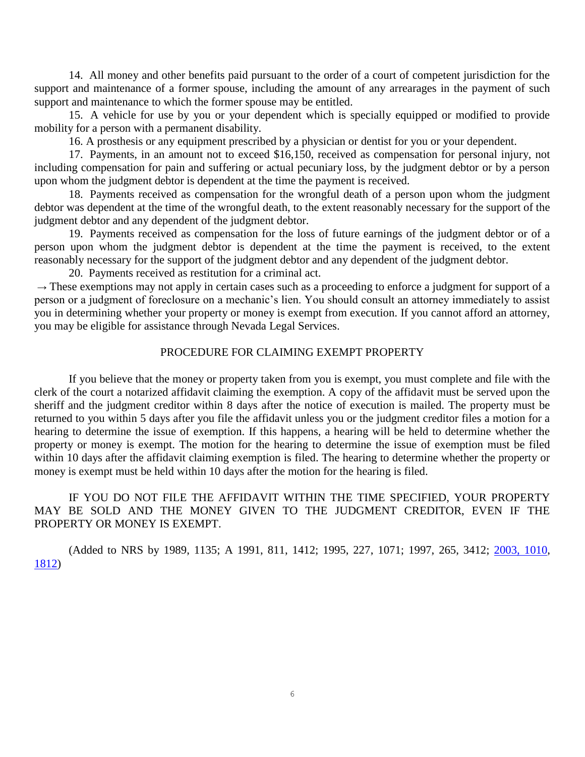14. All money and other benefits paid pursuant to the order of a court of competent jurisdiction for the support and maintenance of a former spouse, including the amount of any arrearages in the payment of such support and maintenance to which the former spouse may be entitled.

15. A vehicle for use by you or your dependent which is specially equipped or modified to provide mobility for a person with a permanent disability.

16. A prosthesis or any equipment prescribed by a physician or dentist for you or your dependent.

17. Payments, in an amount not to exceed $16,150, received as compensation for personal injury, not including compensation for pain and suffering or actual pecuniary loss, by the judgment debtor or by a person upon whom the judgment debtor is dependent at the time the payment is received.

18. Payments received as compensation for the wrongful death of a person upon whom the judgment debtor was dependent at the time of the wrongful death, to the extent reasonably necessary for the support of the judgment debtor and any dependent of the judgment debtor.

19. Payments received as compensation for the loss of future earnings of the judgment debtor or of a person upon whom the judgment debtor is dependent at the time the payment is received, to the extent reasonably necessary for the support of the judgment debtor and any dependent of the judgment debtor.

20. Payments received as restitution for a criminal act.

→ These exemptions may not apply in certain cases such as a proceeding to enforce a judgment for support of a person or a judgment of foreclosure on a mechanic's lien. You should consult an attorney immediately to assist you in determining whether your property or money is exempt from execution. If you cannot afford an attorney, you may be eligible for assistance through Nevada Legal Services.

PROCEDURE FOR CLAIMING EXEMPT PROPERTY

If you believe that the money or property taken from you is exempt, you must complete and file with the clerk of the court a notarized affidavit claiming the exemption. A copy of the affidavit must be served upon the sheriff and the judgment creditor within 8 days after the notice of execution is mailed. The property must be returned to you within 5 days after you file the affidavit unless you or the judgment creditor files a motion for a hearing to determine the issue of exemption. If this happens, a hearing will be held to determine whether the property or money is exempt. The motion for the hearing to determine the issue of exemption must be filed within 10 days after the affidavit claiming exemption is filed. The hearing to determine whether the property or money is exempt must be held within 10 days after the motion for the hearing is filed.

IF YOU DO NOT FILE THE AFFIDAVIT WITHIN THE TIME SPECIFIED, YOUR PROPERTY MAY BE SOLD AND THE MONEY GIVEN TO THE JUDGMENT CREDITOR, EVEN IF THE PROPERTY OR MONEY IS EXEMPT.

(Added to NRS by 1989, 1135; A 1991, 811, 1412; 1995, 227, 1071; 1997, 265, 3412; 2003, 1010, 1812)